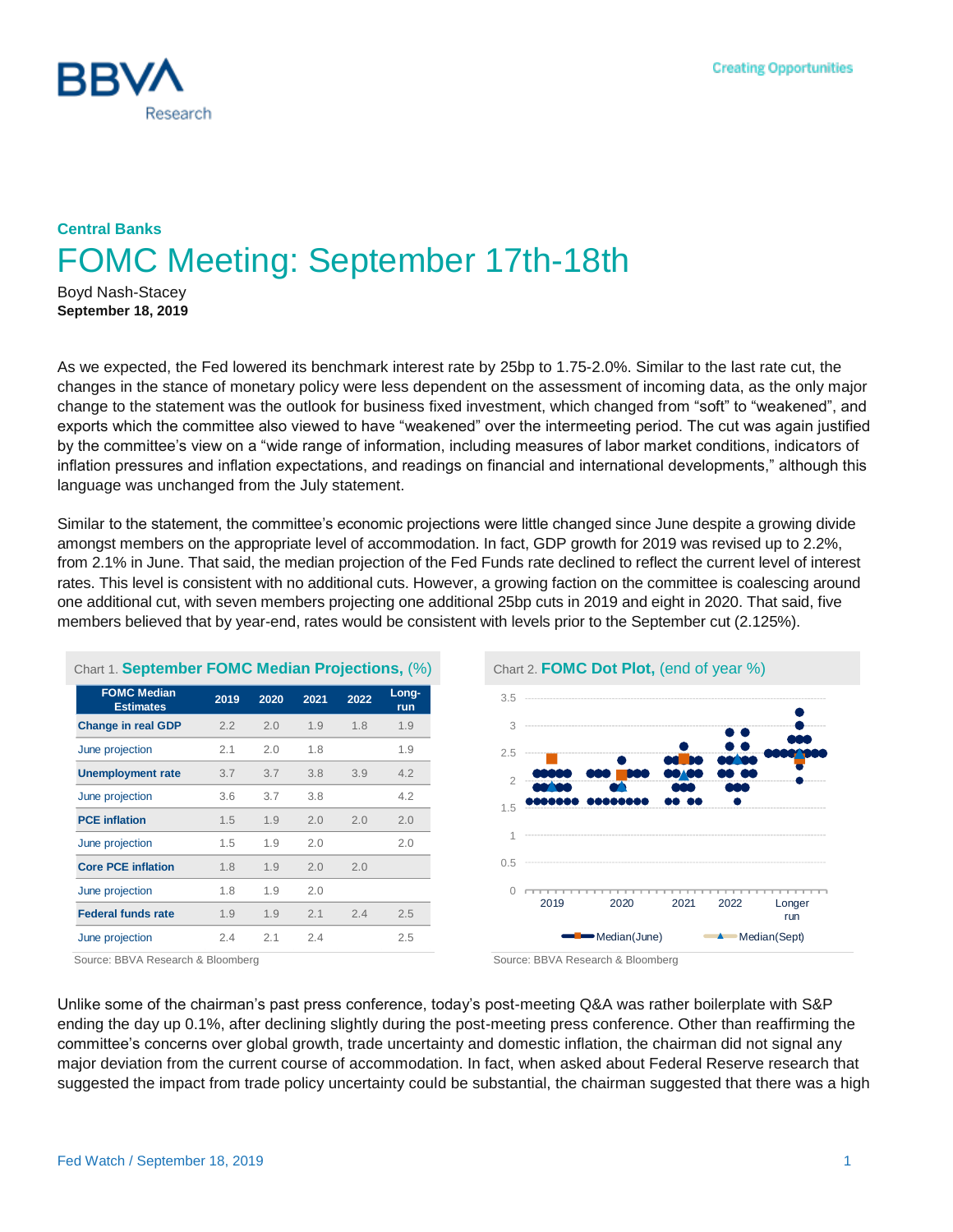**Central Banks**

# FOMC Meeting: September 17th-18th

Boyd Nash-Stacey
**September 18, 2019**

As we expected, the Fed lowered its benchmark interest rate by 25bp to 1.75-2.0%. Similar to the last rate cut, the changes in the stance of monetary policy were less dependent on the assessment of incoming data, as the only major change to the statement was the outlook for business fixed investment, which changed from "soft" to "weakened", and exports which the committee also viewed to have "weakened" over the intermeeting period. The cut was again justified by the committee's view on a "wide range of information, including measures of labor market conditions, indicators of inflation pressures and inflation expectations, and readings on financial and international developments," although this language was unchanged from the July statement.

Similar to the statement, the committee's economic projections were little changed since June despite a growing divide amongst members on the appropriate level of accommodation. In fact, GDP growth for 2019 was revised up to 2.2%, from 2.1% in June. That said, the median projection of the Fed Funds rate declined to reflect the current level of interest rates. This level is consistent with no additional cuts. However, a growing faction on the committee is coalescing around one additional cut, with seven members projecting one additional 25bp cuts in 2019 and eight in 2020. That said, five members believed that by year-end, rates would be consistent with levels prior to the September cut (2.125%).

Chart 1. **September FOMC Median Projections,** (%)

| FOMC Median Estimates | 2019 | 2020 | 2021 | 2022 | Long-run |
|---|---|---|---|---|---|
| **Change in real GDP** | 2.2 | 2.0 | 1.9 | 1.8 | 1.9 |
| June projection | 2.1 | 2.0 | 1.8 | | 1.9 |
| **Unemployment rate** | 3.7 | 3.7 | 3.8 | 3.9 | 4.2 |
| June projection | 3.6 | 3.7 | 3.8 | | 4.2 |
| **PCE inflation** | 1.5 | 1.9 | 2.0 | 2.0 | 2.0 |
| June projection | 1.5 | 1.9 | 2.0 | | 2.0 |
| **Core PCE inflation** | 1.8 | 1.9 | 2.0 | 2.0 | |
| June projection | 1.8 | 1.9 | 2.0 | | |
| **Federal funds rate** | 1.9 | 1.9 | 2.1 | 2.4 | 2.5 |
| June projection | 2.4 | 2.1 | 2.4 | | 2.5 |

Source: BBVA Research & Bloomberg

Chart 2. **FOMC Dot Plot,** (end of year %)

Source: BBVA Research & Bloomberg

Unlike some of the chairman's past press conference, today's post-meeting Q&A was rather boilerplate with S&P ending the day up 0.1%, after declining slightly during the post-meeting press conference. Other than reaffirming the committee's concerns over global growth, trade uncertainty and domestic inflation, the chairman did not signal any major deviation from the current course of accommodation. In fact, when asked about Federal Reserve research that suggested the impact from trade policy uncertainty could be substantial, the chairman suggested that there was a high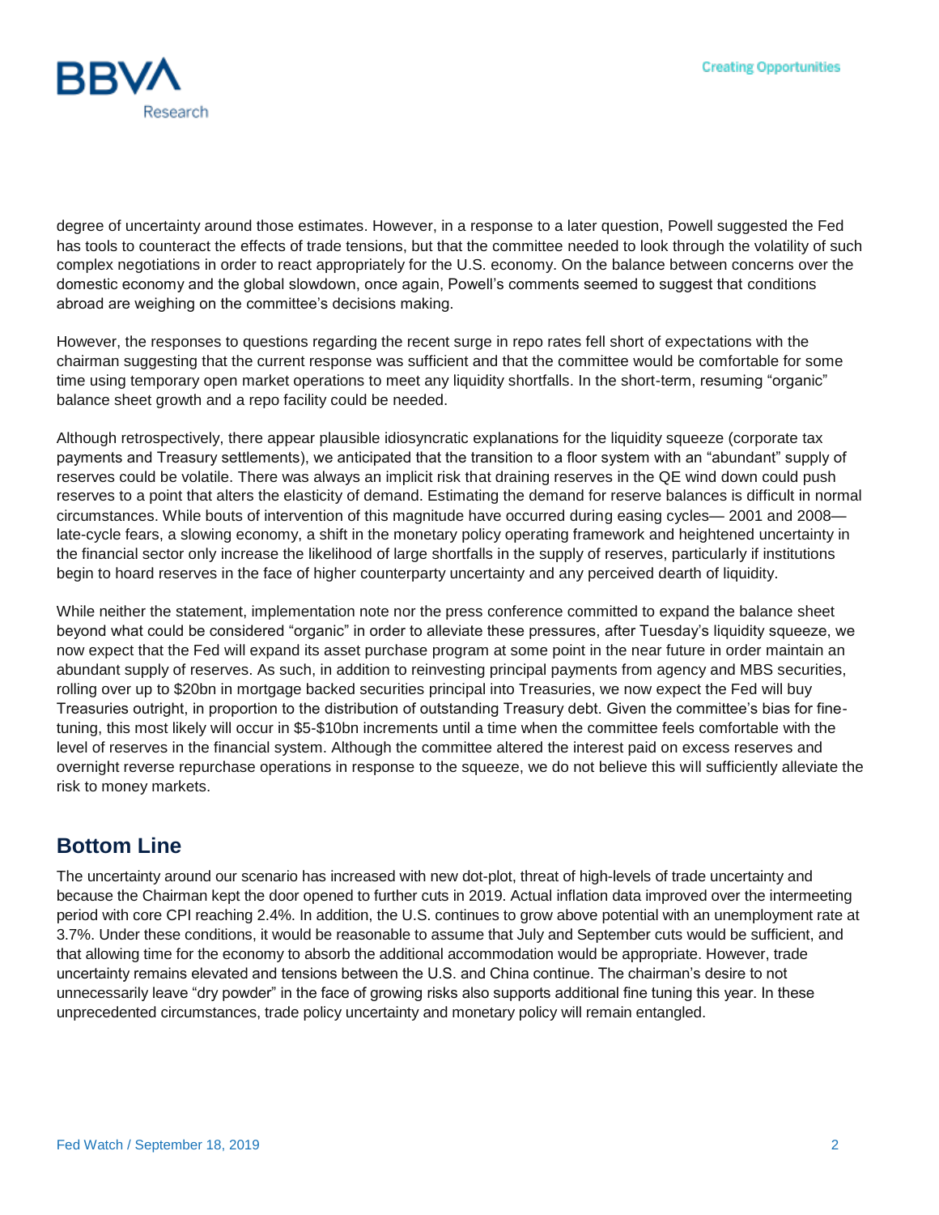degree of uncertainty around those estimates. However, in a response to a later question, Powell suggested the Fed has tools to counteract the effects of trade tensions, but that the committee needed to look through the volatility of such complex negotiations in order to react appropriately for the U.S. economy. On the balance between concerns over the domestic economy and the global slowdown, once again, Powell's comments seemed to suggest that conditions abroad are weighing on the committee's decisions making.

However, the responses to questions regarding the recent surge in repo rates fell short of expectations with the chairman suggesting that the current response was sufficient and that the committee would be comfortable for some time using temporary open market operations to meet any liquidity shortfalls. In the short-term, resuming "organic" balance sheet growth and a repo facility could be needed.

Although retrospectively, there appear plausible idiosyncratic explanations for the liquidity squeeze (corporate tax payments and Treasury settlements), we anticipated that the transition to a floor system with an "abundant" supply of reserves could be volatile. There was always an implicit risk that draining reserves in the QE wind down could push reserves to a point that alters the elasticity of demand. Estimating the demand for reserve balances is difficult in normal circumstances. While bouts of intervention of this magnitude have occurred during easing cycles— 2001 and 2008— late-cycle fears, a slowing economy, a shift in the monetary policy operating framework and heightened uncertainty in the financial sector only increase the likelihood of large shortfalls in the supply of reserves, particularly if institutions begin to hoard reserves in the face of higher counterparty uncertainty and any perceived dearth of liquidity.

While neither the statement, implementation note nor the press conference committed to expand the balance sheet beyond what could be considered "organic" in order to alleviate these pressures, after Tuesday's liquidity squeeze, we now expect that the Fed will expand its asset purchase program at some point in the near future in order maintain an abundant supply of reserves. As such, in addition to reinvesting principal payments from agency and MBS securities, rolling over up to $20bn in mortgage backed securities principal into Treasuries, we now expect the Fed will buy Treasuries outright, in proportion to the distribution of outstanding Treasury debt. Given the committee's bias for fine-tuning, this most likely will occur in $5-$10bn increments until a time when the committee feels comfortable with the level of reserves in the financial system. Although the committee altered the interest paid on excess reserves and overnight reverse repurchase operations in response to the squeeze, we do not believe this will sufficiently alleviate the risk to money markets.

## Bottom Line

The uncertainty around our scenario has increased with new dot-plot, threat of high-levels of trade uncertainty and because the Chairman kept the door opened to further cuts in 2019. Actual inflation data improved over the intermeeting period with core CPI reaching 2.4%. In addition, the U.S. continues to grow above potential with an unemployment rate at 3.7%. Under these conditions, it would be reasonable to assume that July and September cuts would be sufficient, and that allowing time for the economy to absorb the additional accommodation would be appropriate. However, trade uncertainty remains elevated and tensions between the U.S. and China continue. The chairman's desire to not unnecessarily leave "dry powder" in the face of growing risks also supports additional fine tuning this year. In these unprecedented circumstances, trade policy uncertainty and monetary policy will remain entangled.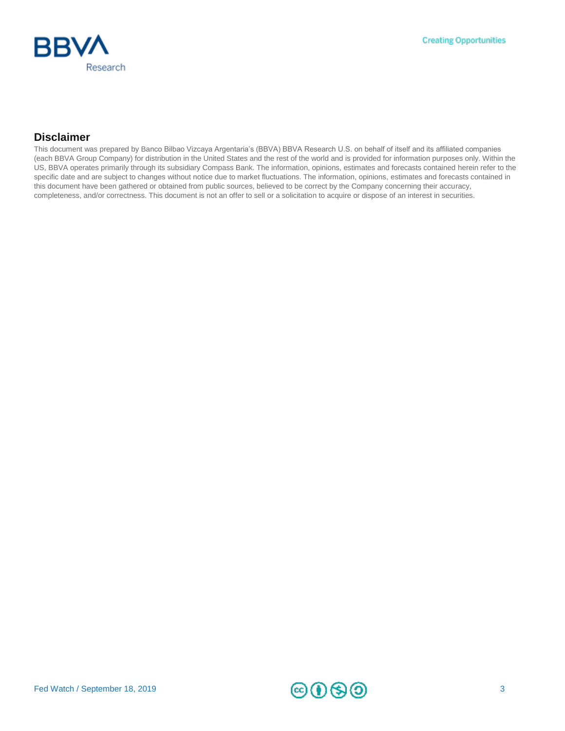## Disclaimer

This document was prepared by Banco Bilbao Vizcaya Argentaria's (BBVA) BBVA Research U.S. on behalf of itself and its affiliated companies (each BBVA Group Company) for distribution in the United States and the rest of the world and is provided for information purposes only. Within the US, BBVA operates primarily through its subsidiary Compass Bank. The information, opinions, estimates and forecasts contained herein refer to the specific date and are subject to changes without notice due to market fluctuations. The information, opinions, estimates and forecasts contained in this document have been gathered or obtained from public sources, believed to be correct by the Company concerning their accuracy, completeness, and/or correctness. This document is not an offer to sell or a solicitation to acquire or dispose of an interest in securities.